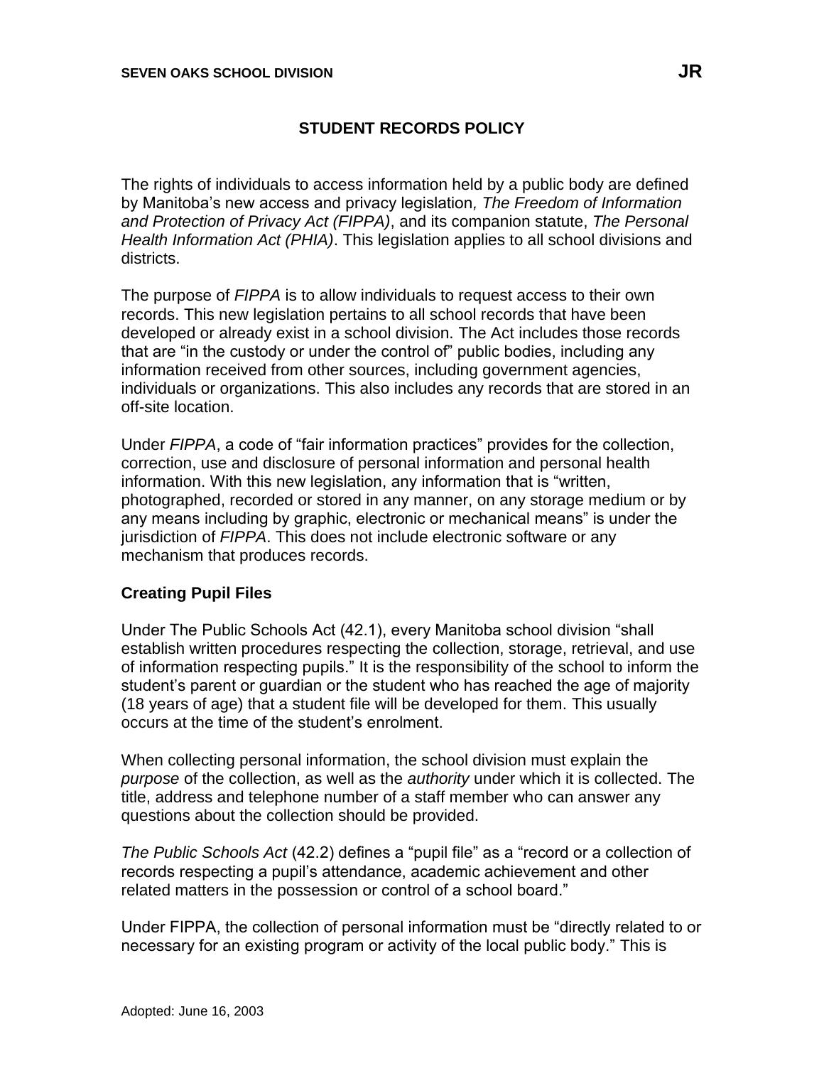# STUDENT RECORDS POLICY

The rights of individuals to access information held by a public body are defined by Manitoba's new access and privacy legislation*, The Freedom of Information and Protection of Privacy Act (FIPPA)*, and its companion statute, *The Personal Health Information Act (PHIA)*. This legislation applies to all school divisions and districts.

The purpose of *FIPPA* is to allow individuals to request access to their own records. This new legislation pertains to all school records that have been developed or already exist in a school division. The Act includes those records that are "in the custody or under the control of" public bodies, including any information received from other sources, including government agencies, individuals or organizations. This also includes any records that are stored in an off-site location.

Under *FIPPA*, a code of "fair information practices" provides for the collection, correction, use and disclosure of personal information and personal health information. With this new legislation, any information that is "written, photographed, recorded or stored in any manner, on any storage medium or by any means including by graphic, electronic or mechanical means" is under the jurisdiction of *FIPPA*. This does not include electronic software or any mechanism that produces records.

## Creating Pupil Files

Under The Public Schools Act (42.1), every Manitoba school division "shall establish written procedures respecting the collection, storage, retrieval, and use of information respecting pupils." It is the responsibility of the school to inform the student's parent or guardian or the student who has reached the age of majority (18 years of age) that a student file will be developed for them. This usually occurs at the time of the student's enrolment.

When collecting personal information, the school division must explain the *purpose* of the collection, as well as the *authority* under which it is collected. The title, address and telephone number of a staff member who can answer any questions about the collection should be provided.

*The Public Schools Act* (42.2) defines a "pupil file" as a "record or a collection of records respecting a pupil's attendance, academic achievement and other related matters in the possession or control of a school board."

Under FIPPA, the collection of personal information must be "directly related to or necessary for an existing program or activity of the local public body." This is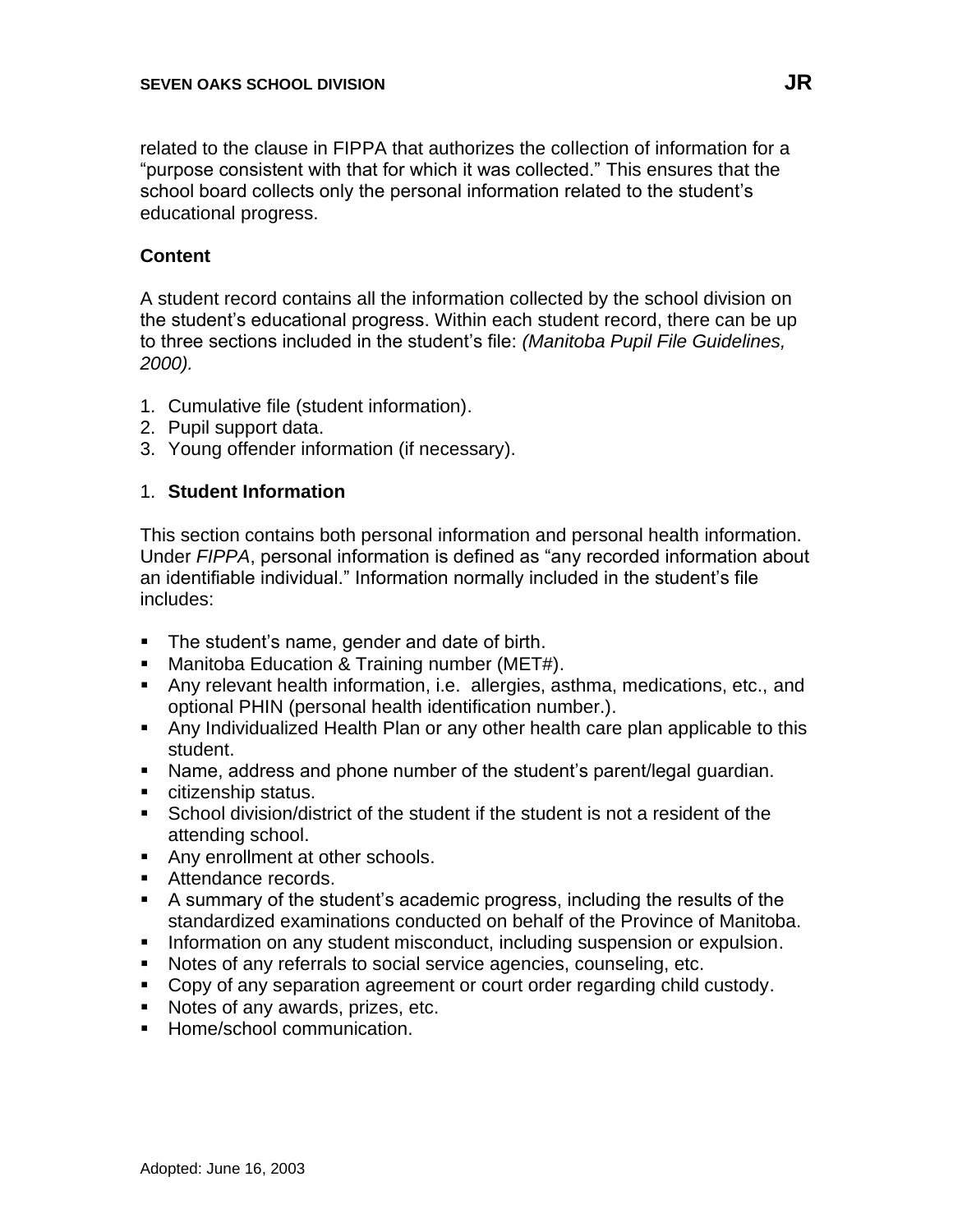related to the clause in FIPPA that authorizes the collection of information for a "purpose consistent with that for which it was collected." This ensures that the school board collects only the personal information related to the student's educational progress.

**Content**

A student record contains all the information collected by the school division on the student's educational progress. Within each student record, there can be up to three sections included in the student's file: *(Manitoba Pupil File Guidelines, 2000).*

1. Cumulative file (student information).
2. Pupil support data.
3. Young offender information (if necessary).

1. **Student Information**

This section contains both personal information and personal health information. Under *FIPPA*, personal information is defined as "any recorded information about an identifiable individual." Information normally included in the student's file includes:

- The student's name, gender and date of birth.
- Manitoba Education & Training number (MET#).
- Any relevant health information, i.e. allergies, asthma, medications, etc., and optional PHIN (personal health identification number.).
- Any Individualized Health Plan or any other health care plan applicable to this student.
- Name, address and phone number of the student's parent/legal guardian.
- citizenship status.
- School division/district of the student if the student is not a resident of the attending school.
- Any enrollment at other schools.
- Attendance records.
- A summary of the student's academic progress, including the results of the standardized examinations conducted on behalf of the Province of Manitoba.
- Information on any student misconduct, including suspension or expulsion.
- Notes of any referrals to social service agencies, counseling, etc.
- Copy of any separation agreement or court order regarding child custody.
- Notes of any awards, prizes, etc.
- Home/school communication.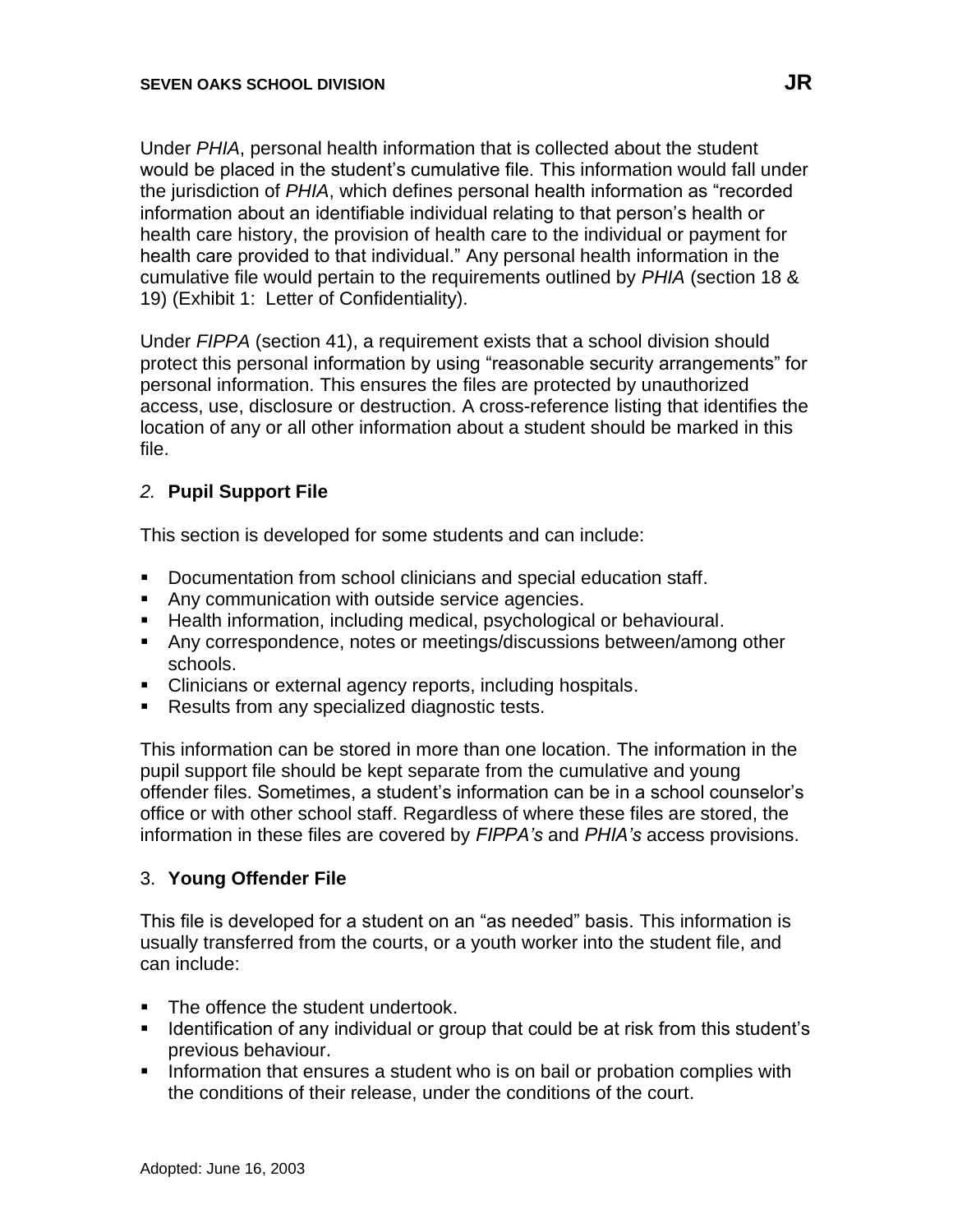Under *PHIA*, personal health information that is collected about the student would be placed in the student's cumulative file. This information would fall under the jurisdiction of *PHIA*, which defines personal health information as "recorded information about an identifiable individual relating to that person's health or health care history, the provision of health care to the individual or payment for health care provided to that individual." Any personal health information in the cumulative file would pertain to the requirements outlined by *PHIA* (section 18 & 19) (Exhibit 1: Letter of Confidentiality).

Under *FIPPA* (section 41), a requirement exists that a school division should protect this personal information by using "reasonable security arrangements" for personal information. This ensures the files are protected by unauthorized access, use, disclosure or destruction. A cross-reference listing that identifies the location of any or all other information about a student should be marked in this file.

### *2.* **Pupil Support File**

This section is developed for some students and can include:

- Documentation from school clinicians and special education staff.
- Any communication with outside service agencies.
- Health information, including medical, psychological or behavioural.
- Any correspondence, notes or meetings/discussions between/among other schools.
- Clinicians or external agency reports, including hospitals.
- Results from any specialized diagnostic tests.

This information can be stored in more than one location. The information in the pupil support file should be kept separate from the cumulative and young offender files. Sometimes, a student's information can be in a school counselor's office or with other school staff. Regardless of where these files are stored, the information in these files are covered by *FIPPA's* and *PHIA's* access provisions.

### 3. **Young Offender File**

This file is developed for a student on an "as needed" basis. This information is usually transferred from the courts, or a youth worker into the student file, and can include:

- The offence the student undertook.
- Identification of any individual or group that could be at risk from this student's previous behaviour.
- Information that ensures a student who is on bail or probation complies with the conditions of their release, under the conditions of the court.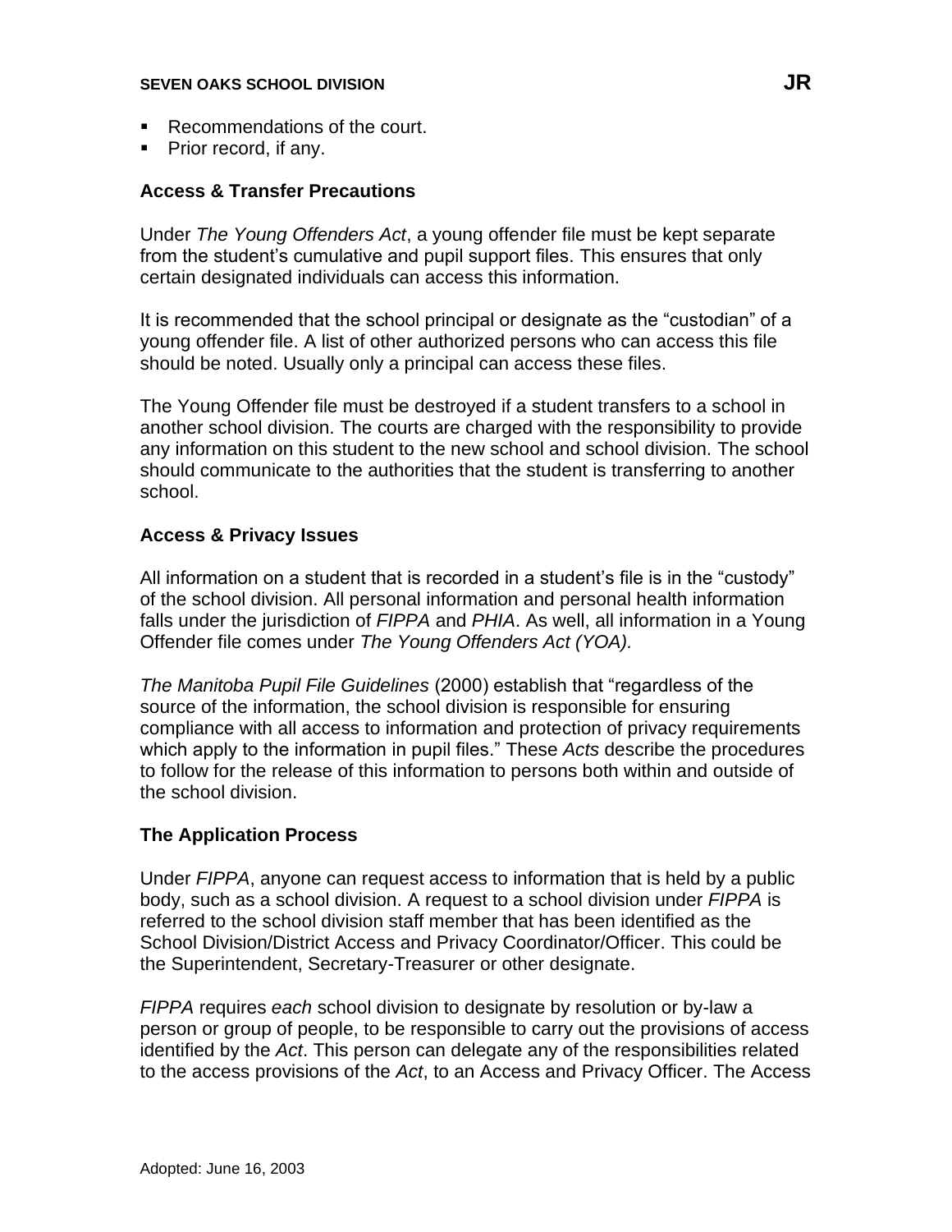- Recommendations of the court.
- Prior record, if any.

### Access & Transfer Precautions

Under *The Young Offenders Act*, a young offender file must be kept separate from the student's cumulative and pupil support files. This ensures that only certain designated individuals can access this information.

It is recommended that the school principal or designate as the "custodian" of a young offender file. A list of other authorized persons who can access this file should be noted. Usually only a principal can access these files.

The Young Offender file must be destroyed if a student transfers to a school in another school division. The courts are charged with the responsibility to provide any information on this student to the new school and school division. The school should communicate to the authorities that the student is transferring to another school.

### Access & Privacy Issues

All information on a student that is recorded in a student's file is in the "custody" of the school division. All personal information and personal health information falls under the jurisdiction of *FIPPA* and *PHIA*. As well, all information in a Young Offender file comes under *The Young Offenders Act (YOA).*

*The Manitoba Pupil File Guidelines* (2000) establish that "regardless of the source of the information, the school division is responsible for ensuring compliance with all access to information and protection of privacy requirements which apply to the information in pupil files." These *Acts* describe the procedures to follow for the release of this information to persons both within and outside of the school division.

### The Application Process

Under *FIPPA*, anyone can request access to information that is held by a public body, such as a school division. A request to a school division under *FIPPA* is referred to the school division staff member that has been identified as the School Division/District Access and Privacy Coordinator/Officer. This could be the Superintendent, Secretary-Treasurer or other designate.

*FIPPA* requires *each* school division to designate by resolution or by-law a person or group of people, to be responsible to carry out the provisions of access identified by the *Act*. This person can delegate any of the responsibilities related to the access provisions of the *Act*, to an Access and Privacy Officer. The Access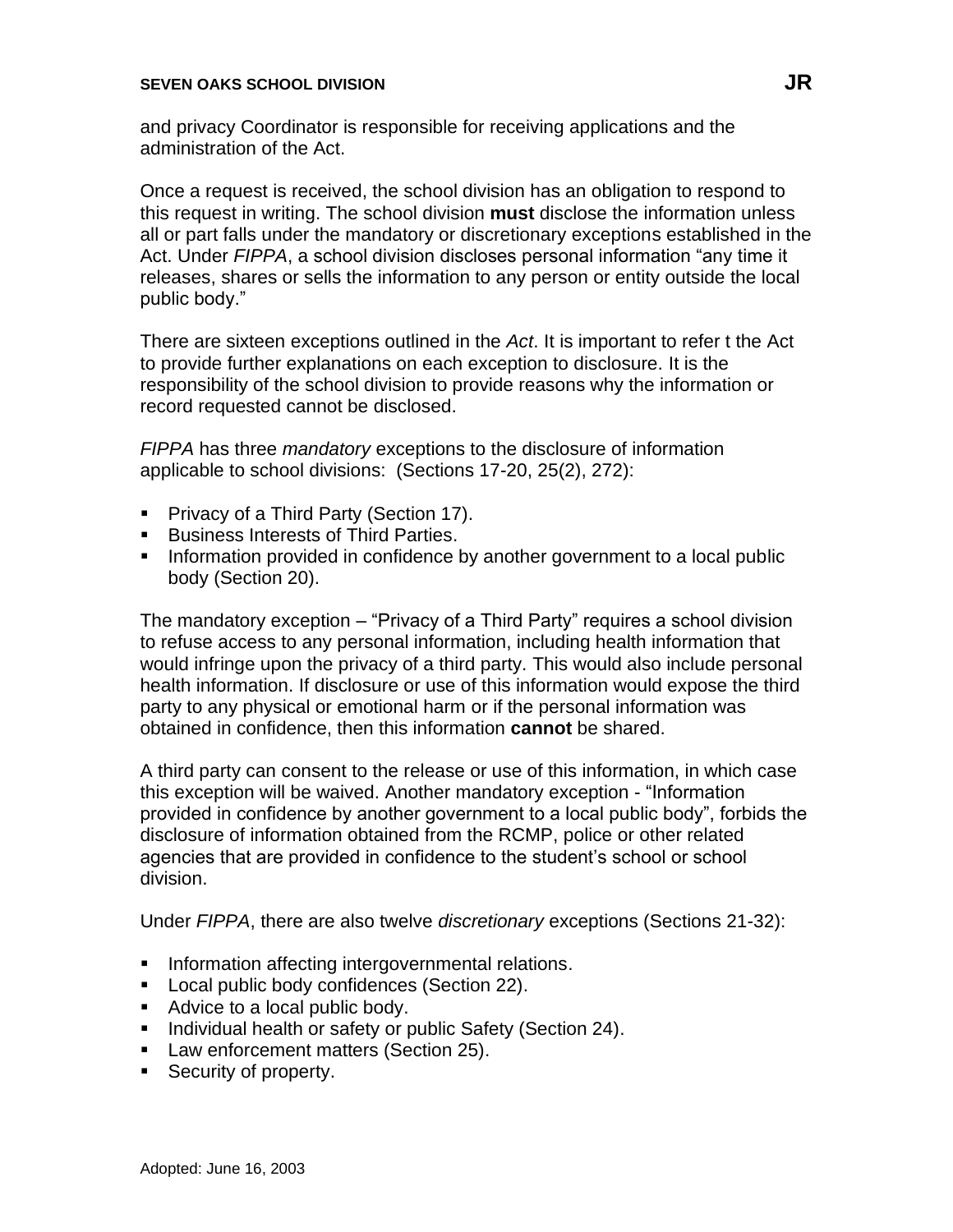and privacy Coordinator is responsible for receiving applications and the administration of the Act.

Once a request is received, the school division has an obligation to respond to this request in writing. The school division **must** disclose the information unless all or part falls under the mandatory or discretionary exceptions established in the Act. Under *FIPPA*, a school division discloses personal information "any time it releases, shares or sells the information to any person or entity outside the local public body."

There are sixteen exceptions outlined in the *Act*. It is important to refer t the Act to provide further explanations on each exception to disclosure. It is the responsibility of the school division to provide reasons why the information or record requested cannot be disclosed.

*FIPPA* has three *mandatory* exceptions to the disclosure of information applicable to school divisions: (Sections 17-20, 25(2), 272):

- Privacy of a Third Party (Section 17).
- Business Interests of Third Parties.
- Information provided in confidence by another government to a local public body (Section 20).

The mandatory exception – "Privacy of a Third Party" requires a school division to refuse access to any personal information, including health information that would infringe upon the privacy of a third party. This would also include personal health information. If disclosure or use of this information would expose the third party to any physical or emotional harm or if the personal information was obtained in confidence, then this information **cannot** be shared.

A third party can consent to the release or use of this information, in which case this exception will be waived. Another mandatory exception - "Information provided in confidence by another government to a local public body", forbids the disclosure of information obtained from the RCMP, police or other related agencies that are provided in confidence to the student's school or school division.

Under *FIPPA*, there are also twelve *discretionary* exceptions (Sections 21-32):

- Information affecting intergovernmental relations.
- Local public body confidences (Section 22).
- Advice to a local public body.
- Individual health or safety or public Safety (Section 24).
- Law enforcement matters (Section 25).
- Security of property.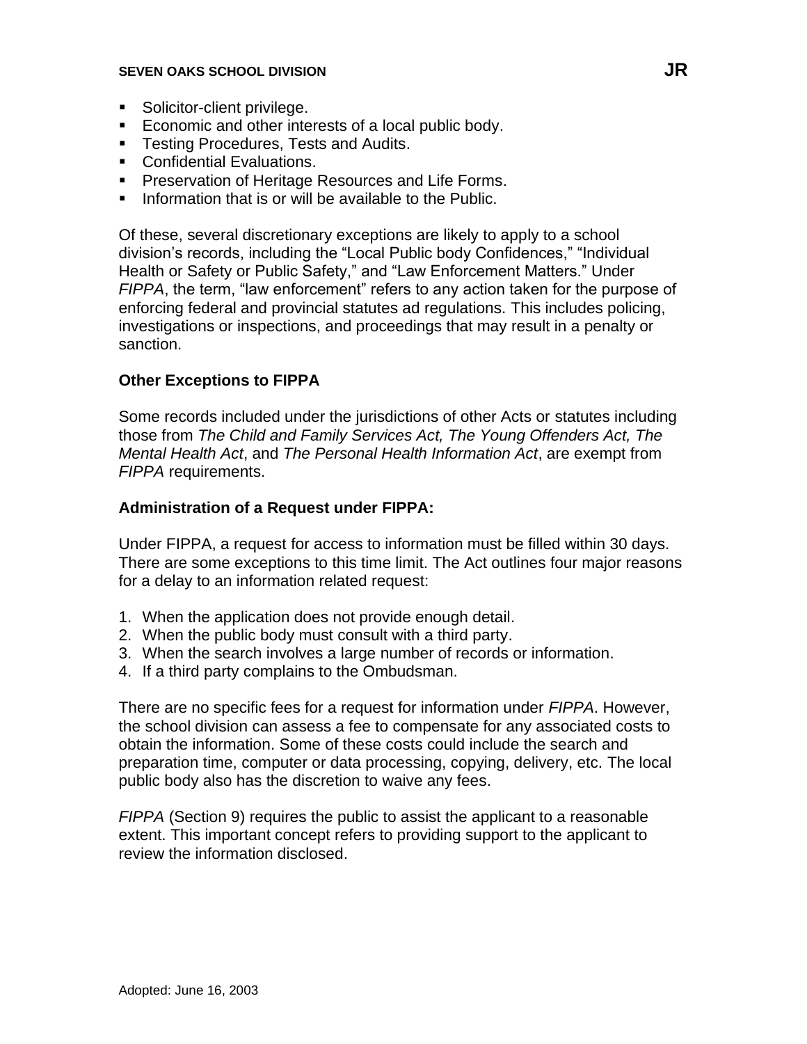- Solicitor-client privilege.
- Economic and other interests of a local public body.
- Testing Procedures, Tests and Audits.
- Confidential Evaluations.
- Preservation of Heritage Resources and Life Forms.
- Information that is or will be available to the Public.

Of these, several discretionary exceptions are likely to apply to a school division's records, including the "Local Public body Confidences," "Individual Health or Safety or Public Safety," and "Law Enforcement Matters." Under *FIPPA*, the term, "law enforcement" refers to any action taken for the purpose of enforcing federal and provincial statutes ad regulations. This includes policing, investigations or inspections, and proceedings that may result in a penalty or sanction.

**Other Exceptions to FIPPA**

Some records included under the jurisdictions of other Acts or statutes including those from *The Child and Family Services Act, The Young Offenders Act, The Mental Health Act*, and *The Personal Health Information Act*, are exempt from *FIPPA* requirements.

**Administration of a Request under FIPPA:**

Under FIPPA, a request for access to information must be filled within 30 days. There are some exceptions to this time limit. The Act outlines four major reasons for a delay to an information related request:

1. When the application does not provide enough detail.
2. When the public body must consult with a third party.
3. When the search involves a large number of records or information.
4. If a third party complains to the Ombudsman.

There are no specific fees for a request for information under *FIPPA*. However, the school division can assess a fee to compensate for any associated costs to obtain the information. Some of these costs could include the search and preparation time, computer or data processing, copying, delivery, etc. The local public body also has the discretion to waive any fees.

*FIPPA* (Section 9) requires the public to assist the applicant to a reasonable extent. This important concept refers to providing support to the applicant to review the information disclosed.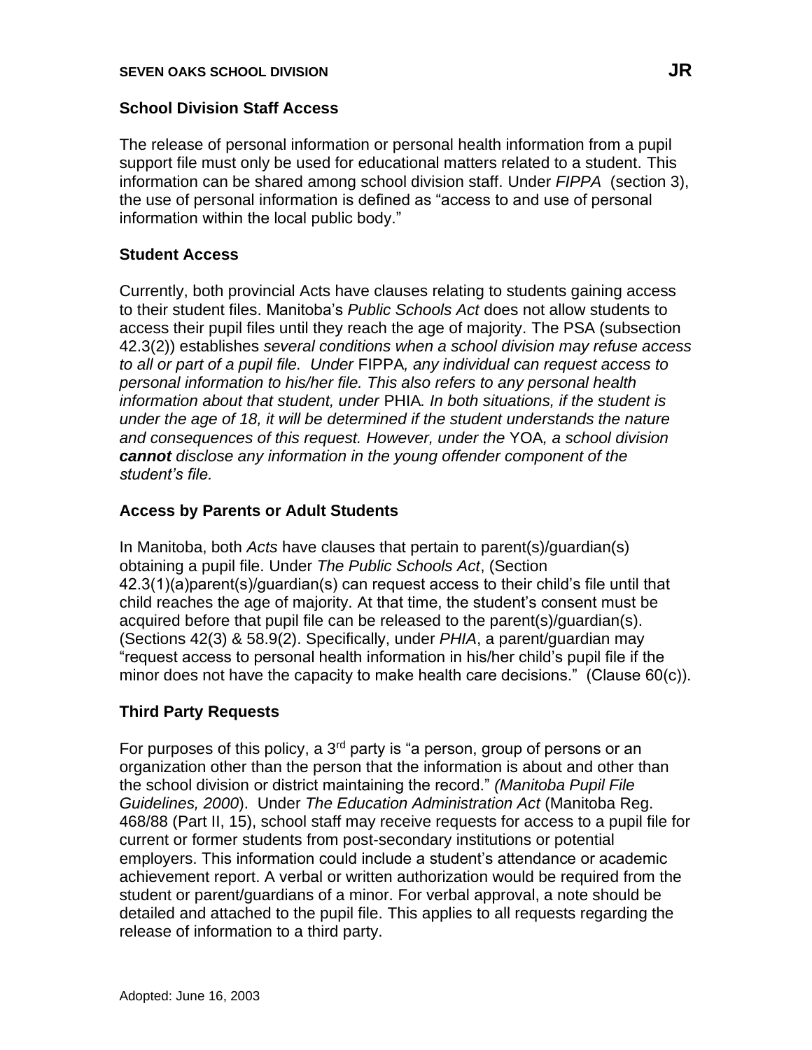## School Division Staff Access

The release of personal information or personal health information from a pupil support file must only be used for educational matters related to a student. This information can be shared among school division staff. Under *FIPPA* (section 3), the use of personal information is defined as "access to and use of personal information within the local public body."

## Student Access

Currently, both provincial Acts have clauses relating to students gaining access to their student files. Manitoba's *Public Schools Act* does not allow students to access their pupil files until they reach the age of majority. The PSA (subsection 42.3(2)) establishes *several conditions when a school division may refuse access to all or part of a pupil file. Under* FIPPA*, any individual can request access to personal information to his/her file. This also refers to any personal health information about that student, under* PHIA*. In both situations, if the student is under the age of 18, it will be determined if the student understands the nature and consequences of this request. However, under the* YOA*, a school division **cannot** disclose any information in the young offender component of the student's file.*

## Access by Parents or Adult Students

In Manitoba, both *Acts* have clauses that pertain to parent(s)/guardian(s) obtaining a pupil file. Under *The Public Schools Act*, (Section 42.3(1)(a)parent(s)/guardian(s) can request access to their child's file until that child reaches the age of majority. At that time, the student's consent must be acquired before that pupil file can be released to the parent(s)/guardian(s). (Sections 42(3) & 58.9(2). Specifically, under *PHIA*, a parent/guardian may "request access to personal health information in his/her child's pupil file if the minor does not have the capacity to make health care decisions." (Clause 60(c)).

## Third Party Requests

For purposes of this policy, a 3rd party is "a person, group of persons or an organization other than the person that the information is about and other than the school division or district maintaining the record." *(Manitoba Pupil File Guidelines, 2000*). Under *The Education Administration Act* (Manitoba Reg. 468/88 (Part II, 15), school staff may receive requests for access to a pupil file for current or former students from post-secondary institutions or potential employers. This information could include a student's attendance or academic achievement report. A verbal or written authorization would be required from the student or parent/guardians of a minor. For verbal approval, a note should be detailed and attached to the pupil file. This applies to all requests regarding the release of information to a third party.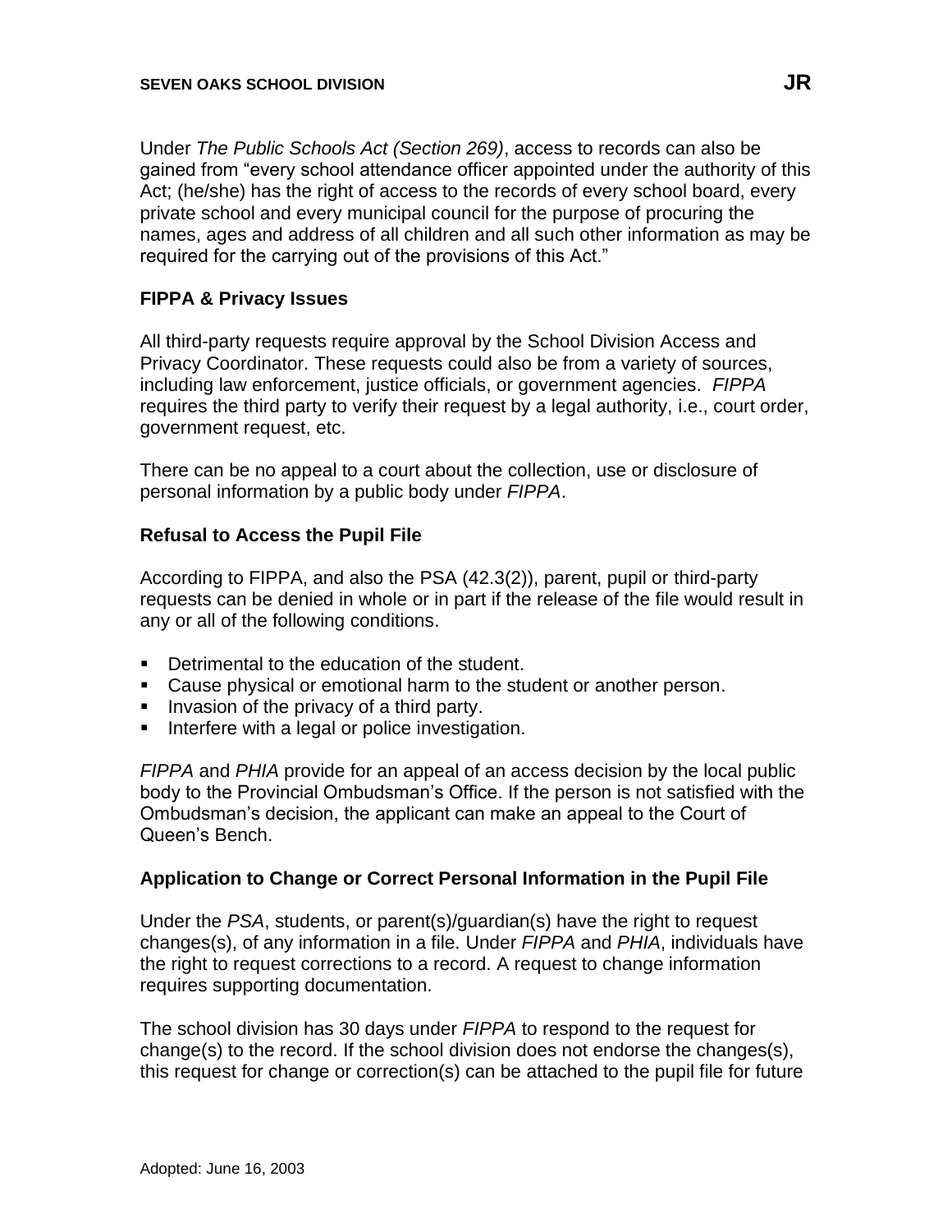Under *The Public Schools Act (Section 269)*, access to records can also be gained from "every school attendance officer appointed under the authority of this Act; (he/she) has the right of access to the records of every school board, every private school and every municipal council for the purpose of procuring the names, ages and address of all children and all such other information as may be required for the carrying out of the provisions of this Act."

### FIPPA & Privacy Issues

All third-party requests require approval by the School Division Access and Privacy Coordinator. These requests could also be from a variety of sources, including law enforcement, justice officials, or government agencies. *FIPPA* requires the third party to verify their request by a legal authority, i.e., court order, government request, etc.

There can be no appeal to a court about the collection, use or disclosure of personal information by a public body under *FIPPA*.

### Refusal to Access the Pupil File

According to FIPPA, and also the PSA (42.3(2)), parent, pupil or third-party requests can be denied in whole or in part if the release of the file would result in any or all of the following conditions.

- Detrimental to the education of the student.
- Cause physical or emotional harm to the student or another person.
- Invasion of the privacy of a third party.
- Interfere with a legal or police investigation.

*FIPPA* and *PHIA* provide for an appeal of an access decision by the local public body to the Provincial Ombudsman's Office. If the person is not satisfied with the Ombudsman's decision, the applicant can make an appeal to the Court of Queen's Bench.

### Application to Change or Correct Personal Information in the Pupil File

Under the *PSA*, students, or parent(s)/guardian(s) have the right to request changes(s), of any information in a file. Under *FIPPA* and *PHIA*, individuals have the right to request corrections to a record. A request to change information requires supporting documentation.

The school division has 30 days under *FIPPA* to respond to the request for change(s) to the record. If the school division does not endorse the changes(s), this request for change or correction(s) can be attached to the pupil file for future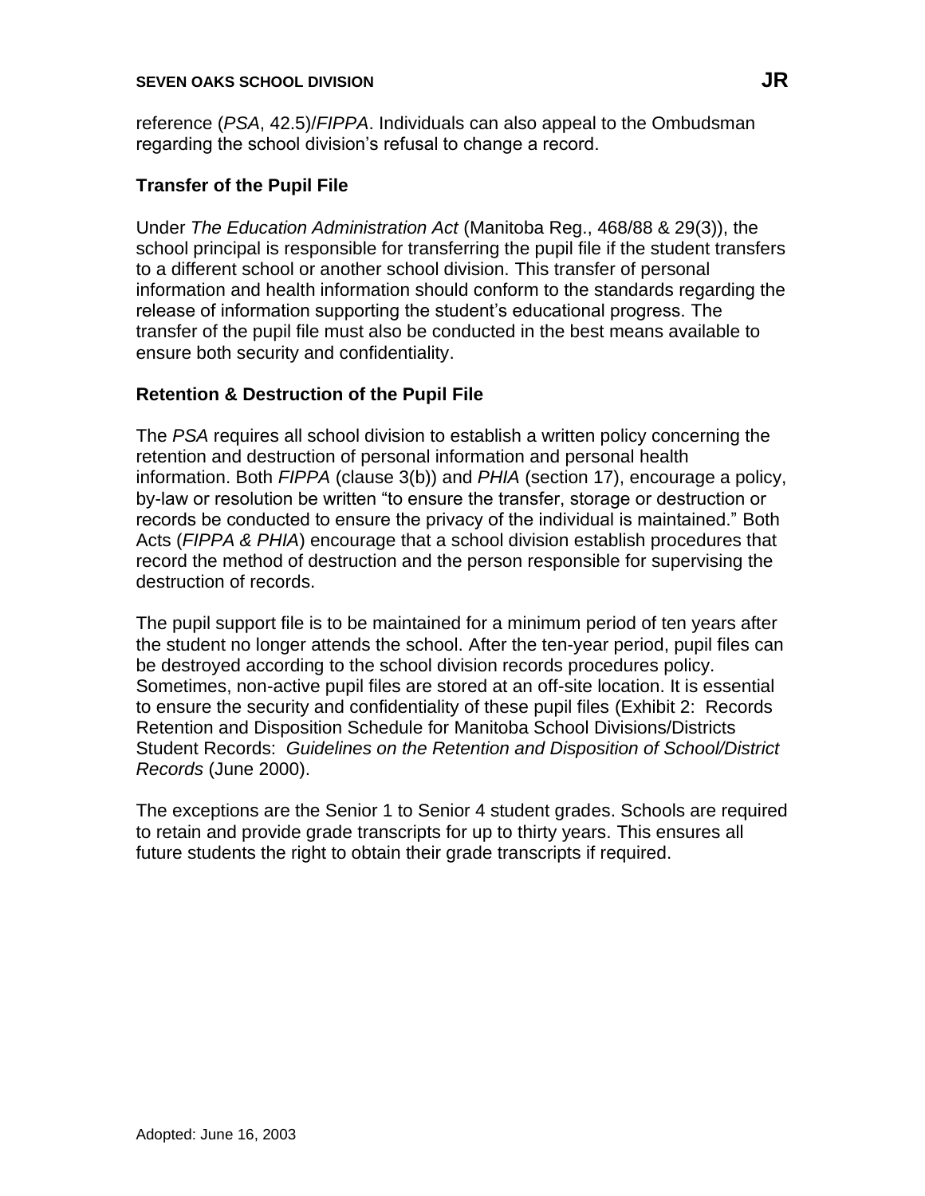reference (*PSA*, 42.5)/*FIPPA*. Individuals can also appeal to the Ombudsman regarding the school division's refusal to change a record.

### Transfer of the Pupil File

Under *The Education Administration Act* (Manitoba Reg., 468/88 & 29(3)), the school principal is responsible for transferring the pupil file if the student transfers to a different school or another school division. This transfer of personal information and health information should conform to the standards regarding the release of information supporting the student's educational progress. The transfer of the pupil file must also be conducted in the best means available to ensure both security and confidentiality.

### Retention & Destruction of the Pupil File

The *PSA* requires all school division to establish a written policy concerning the retention and destruction of personal information and personal health information. Both *FIPPA* (clause 3(b)) and *PHIA* (section 17), encourage a policy, by-law or resolution be written "to ensure the transfer, storage or destruction or records be conducted to ensure the privacy of the individual is maintained." Both Acts (*FIPPA & PHIA*) encourage that a school division establish procedures that record the method of destruction and the person responsible for supervising the destruction of records.

The pupil support file is to be maintained for a minimum period of ten years after the student no longer attends the school. After the ten-year period, pupil files can be destroyed according to the school division records procedures policy. Sometimes, non-active pupil files are stored at an off-site location. It is essential to ensure the security and confidentiality of these pupil files (Exhibit 2: Records Retention and Disposition Schedule for Manitoba School Divisions/Districts Student Records: *Guidelines on the Retention and Disposition of School/District Records* (June 2000).

The exceptions are the Senior 1 to Senior 4 student grades. Schools are required to retain and provide grade transcripts for up to thirty years. This ensures all future students the right to obtain their grade transcripts if required.